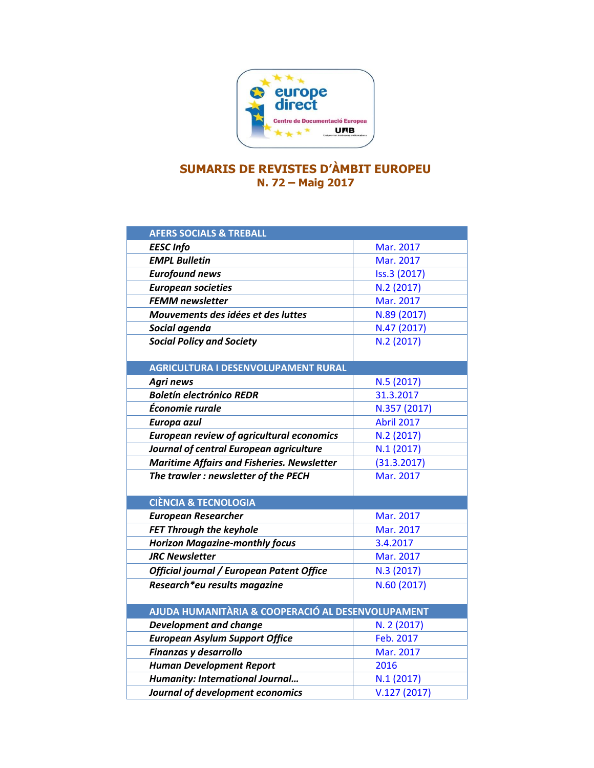# SUMARIS DE REVISTES D'ÀMBIT EUROPEU

## N. 72 – Maig 2017

| AFERS SOCIALS & TREBALL | |
|---|---|
| ***EESC Info*** | Mar. 2017 |
| ***EMPL Bulletin*** | Mar. 2017 |
| ***Eurofound news*** | Iss.3 (2017) |
| ***European societies*** | N.2 (2017) |
| ***FEMM newsletter*** | Mar. 2017 |
| ***Mouvements des idées et des luttes*** | N.89 (2017) |
| ***Social agenda*** | N.47 (2017) |
| ***Social Policy and Society*** | N.2 (2017) |
| **AGRICULTURA I DESENVOLUPAMENT RURAL** | |
| ***Agri news*** | N.5 (2017) |
| ***Boletín electrónico REDR*** | 31.3.2017 |
| ***Économie rurale*** | N.357 (2017) |
| ***Europa azul*** | Abril 2017 |
| ***European review of agricultural economics*** | N.2 (2017) |
| ***Journal of central European agriculture*** | N.1 (2017) |
| ***Maritime Affairs and Fisheries. Newsletter*** | (31.3.2017) |
| ***The trawler : newsletter of the PECH*** | Mar. 2017 |
| **CIÈNCIA & TECNOLOGIA** | |
| ***European Researcher*** | Mar. 2017 |
| ***FET Through the keyhole*** | Mar. 2017 |
| ***Horizon Magazine-monthly focus*** | 3.4.2017 |
| ***JRC Newsletter*** | Mar. 2017 |
| ***Official journal / European Patent Office*** | N.3 (2017) |
| ***Research*eu results magazine*** | N.60 (2017) |
| **AJUDA HUMANITÀRIA & COOPERACIÓ AL DESENVOLUPAMENT** | |
| ***Development and change*** | N. 2 (2017) |
| ***European Asylum Support Office*** | Feb. 2017 |
| ***Finanzas y desarrollo*** | Mar. 2017 |
| ***Human Development Report*** | 2016 |
| ***Humanity: International Journal…*** | N.1 (2017) |
| ***Journal of development economics*** | V.127 (2017) |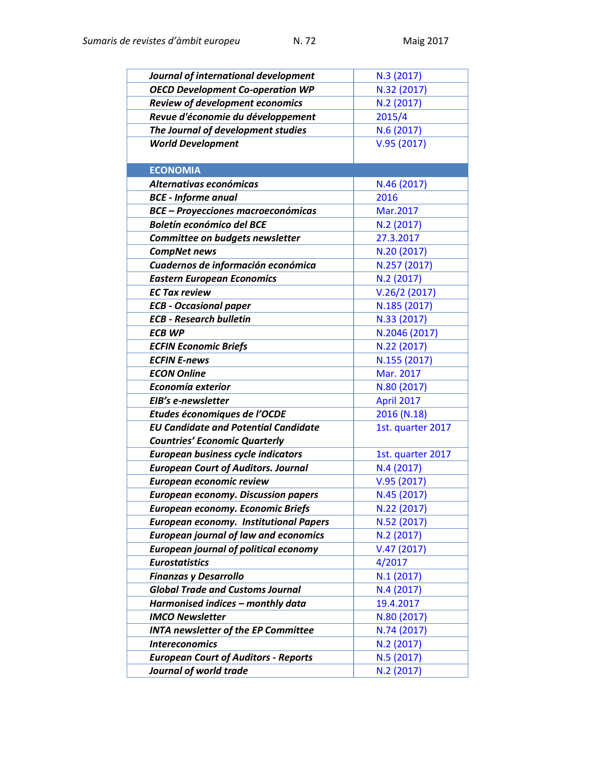| | |
|---|---|
| ***Journal of international development*** | N.3 (2017) |
| ***OECD Development Co-operation WP*** | N.32 (2017) |
| ***Review of development economics*** | N.2 (2017) |
| ***Revue d'économie du développement*** | 2015/4 |
| ***The Journal of development studies*** | N.6 (2017) |
| ***World Development*** | V.95 (2017) |
| **ECONOMIA** | |
| ***Alternativas económicas*** | N.46 (2017) |
| ***BCE - Informe anual*** | 2016 |
| ***BCE – Proyecciones macroeconómicas*** | Mar.2017 |
| ***Boletín económico del BCE*** | N.2 (2017) |
| ***Committee on budgets newsletter*** | 27.3.2017 |
| ***CompNet news*** | N.20 (2017) |
| ***Cuadernos de información económica*** | N.257 (2017) |
| ***Eastern European Economics*** | N.2 (2017) |
| ***EC Tax review*** | V.26/2 (2017) |
| ***ECB - Occasional paper*** | N.185 (2017) |
| ***ECB - Research bulletin*** | N.33 (2017) |
| ***ECB WP*** | N.2046 (2017) |
| ***ECFIN Economic Briefs*** | N.22 (2017) |
| ***ECFIN E-news*** | N.155 (2017) |
| ***ECON Online*** | Mar. 2017 |
| ***Economía exterior*** | N.80 (2017) |
| ***EIB's e-newsletter*** | April 2017 |
| ***Etudes économiques de l'OCDE*** | 2016 (N.18) |
| ***EU Candidate and Potential Candidate Countries' Economic Quarterly*** | 1st. quarter 2017 |
| ***European business cycle indicators*** | 1st. quarter 2017 |
| ***European Court of Auditors. Journal*** | N.4 (2017) |
| ***European economic review*** | V.95 (2017) |
| ***European economy. Discussion papers*** | N.45 (2017) |
| ***European economy. Economic Briefs*** | N.22 (2017) |
| ***European economy. Institutional Papers*** | N.52 (2017) |
| ***European journal of law and economics*** | N.2 (2017) |
| ***European journal of political economy*** | V.47 (2017) |
| ***Eurostatistics*** | 4/2017 |
| ***Finanzas y Desarrollo*** | N.1 (2017) |
| ***Global Trade and Customs Journal*** | N.4 (2017) |
| ***Harmonised indices – monthly data*** | 19.4.2017 |
| ***IMCO Newsletter*** | N.80 (2017) |
| ***INTA newsletter of the EP Committee*** | N.74 (2017) |
| ***Intereconomics*** | N.2 (2017) |
| ***European Court of Auditors - Reports*** | N.5 (2017) |
| ***Journal of world trade*** | N.2 (2017) |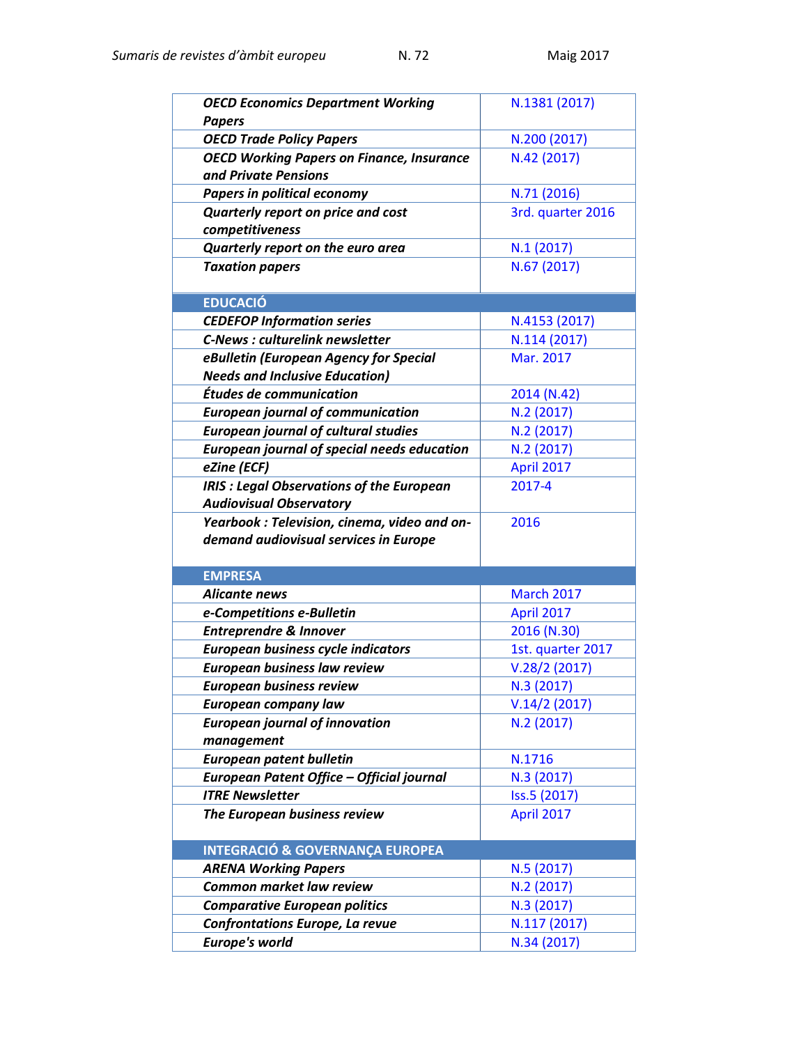| | |
|---|---|
| ***OECD Economics Department Working Papers*** | N.1381 (2017) |
| ***OECD Trade Policy Papers*** | N.200 (2017) |
| ***OECD Working Papers on Finance, Insurance and Private Pensions*** | N.42 (2017) |
| ***Papers in political economy*** | N.71 (2016) |
| ***Quarterly report on price and cost competitiveness*** | 3rd. quarter 2016 |
| ***Quarterly report on the euro area*** | N.1 (2017) |
| ***Taxation papers*** | N.67 (2017) |
| **EDUCACIÓ** | |
| ***CEDEFOP Information series*** | N.4153 (2017) |
| ***C-News : culturelink newsletter*** | N.114 (2017) |
| ***eBulletin (European Agency for Special Needs and Inclusive Education)*** | Mar. 2017 |
| ***Études de communication*** | 2014 (N.42) |
| ***European journal of communication*** | N.2 (2017) |
| ***European journal of cultural studies*** | N.2 (2017) |
| ***European journal of special needs education*** | N.2 (2017) |
| ***eZine (ECF)*** | April 2017 |
| ***IRIS : Legal Observations of the European Audiovisual Observatory*** | 2017-4 |
| ***Yearbook : Television, cinema, video and on-demand audiovisual services in Europe*** | 2016 |
| **EMPRESA** | |
| ***Alicante news*** | March 2017 |
| ***e-Competitions e-Bulletin*** | April 2017 |
| ***Entreprendre & Innover*** | 2016 (N.30) |
| ***European business cycle indicators*** | 1st. quarter 2017 |
| ***European business law review*** | V.28/2 (2017) |
| ***European business review*** | N.3 (2017) |
| ***European company law*** | V.14/2 (2017) |
| ***European journal of innovation management*** | N.2 (2017) |
| ***European patent bulletin*** | N.1716 |
| ***European Patent Office – Official journal*** | N.3 (2017) |
| ***ITRE Newsletter*** | Iss.5 (2017) |
| ***The European business review*** | April 2017 |
| **INTEGRACIÓ & GOVERNANÇA EUROPEA** | |
| ***ARENA Working Papers*** | N.5 (2017) |
| ***Common market law review*** | N.2 (2017) |
| ***Comparative European politics*** | N.3 (2017) |
| ***Confrontations Europe, La revue*** | N.117 (2017) |
| ***Europe's world*** | N.34 (2017) |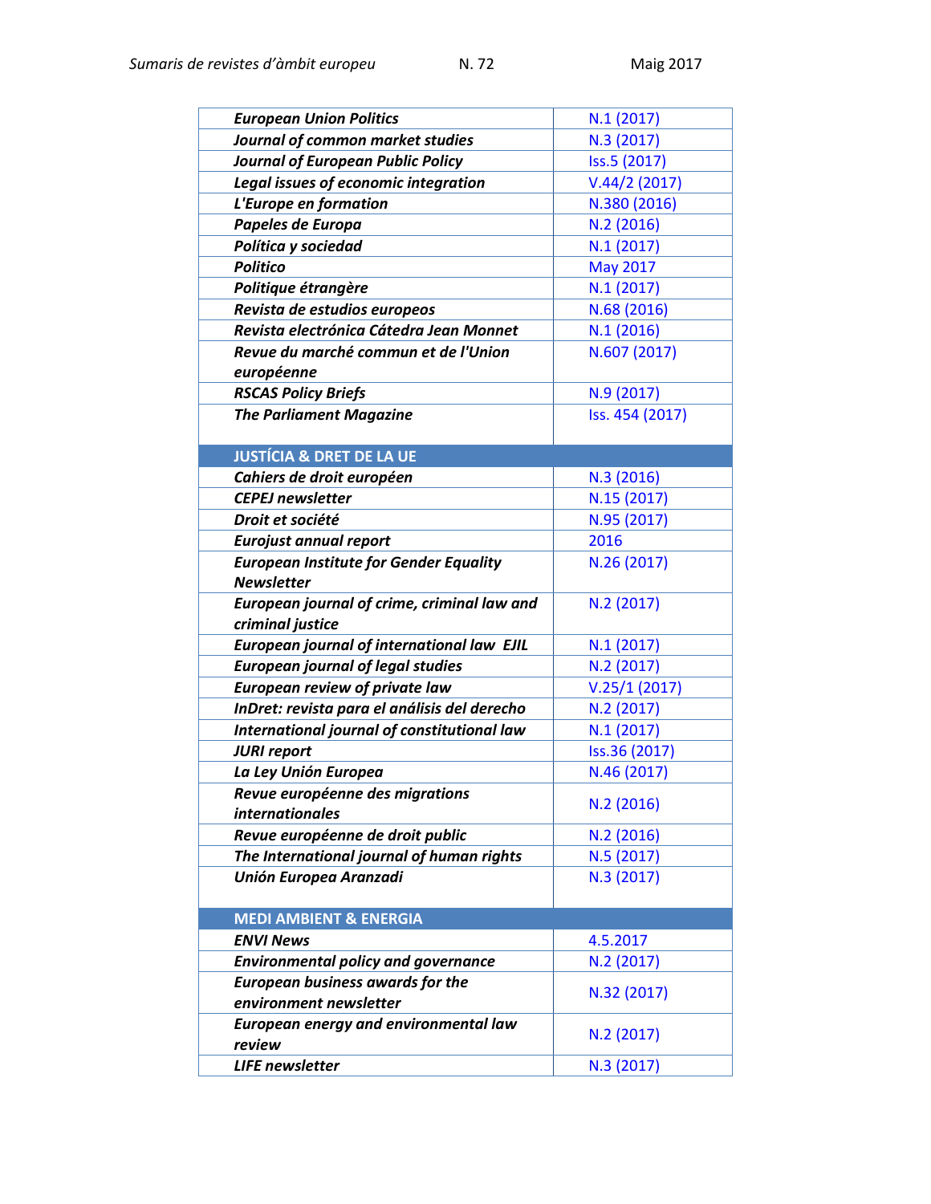| | |
|---|---|
| ***European Union Politics*** | N.1 (2017) |
| ***Journal of common market studies*** | N.3 (2017) |
| ***Journal of European Public Policy*** | Iss.5 (2017) |
| ***Legal issues of economic integration*** | V.44/2 (2017) |
| ***L'Europe en formation*** | N.380 (2016) |
| ***Papeles de Europa*** | N.2 (2016) |
| ***Política y sociedad*** | N.1 (2017) |
| ***Politico*** | May 2017 |
| ***Politique étrangère*** | N.1 (2017) |
| ***Revista de estudios europeos*** | N.68 (2016) |
| ***Revista electrónica Cátedra Jean Monnet*** | N.1 (2016) |
| ***Revue du marché commun et de l'Union européenne*** | N.607 (2017) |
| ***RSCAS Policy Briefs*** | N.9 (2017) |
| ***The Parliament Magazine*** | Iss. 454 (2017) |
| **JUSTÍCIA & DRET DE LA UE** | |
| ***Cahiers de droit européen*** | N.3 (2016) |
| ***CEPEJ newsletter*** | N.15 (2017) |
| ***Droit et société*** | N.95 (2017) |
| ***Eurojust annual report*** | 2016 |
| ***European Institute for Gender Equality Newsletter*** | N.26 (2017) |
| ***European journal of crime, criminal law and criminal justice*** | N.2 (2017) |
| ***European journal of international law EJIL*** | N.1 (2017) |
| ***European journal of legal studies*** | N.2 (2017) |
| ***European review of private law*** | V.25/1 (2017) |
| ***InDret: revista para el análisis del derecho*** | N.2 (2017) |
| ***International journal of constitutional law*** | N.1 (2017) |
| ***JURI report*** | Iss.36 (2017) |
| ***La Ley Unión Europea*** | N.46 (2017) |
| ***Revue européenne des migrations internationales*** | N.2 (2016) |
| ***Revue européenne de droit public*** | N.2 (2016) |
| ***The International journal of human rights*** | N.5 (2017) |
| ***Unión Europea Aranzadi*** | N.3 (2017) |
| **MEDI AMBIENT & ENERGIA** | |
| ***ENVI News*** | 4.5.2017 |
| ***Environmental policy and governance*** | N.2 (2017) |
| ***European business awards for the environment newsletter*** | N.32 (2017) |
| ***European energy and environmental law review*** | N.2 (2017) |
| ***LIFE newsletter*** | N.3 (2017) |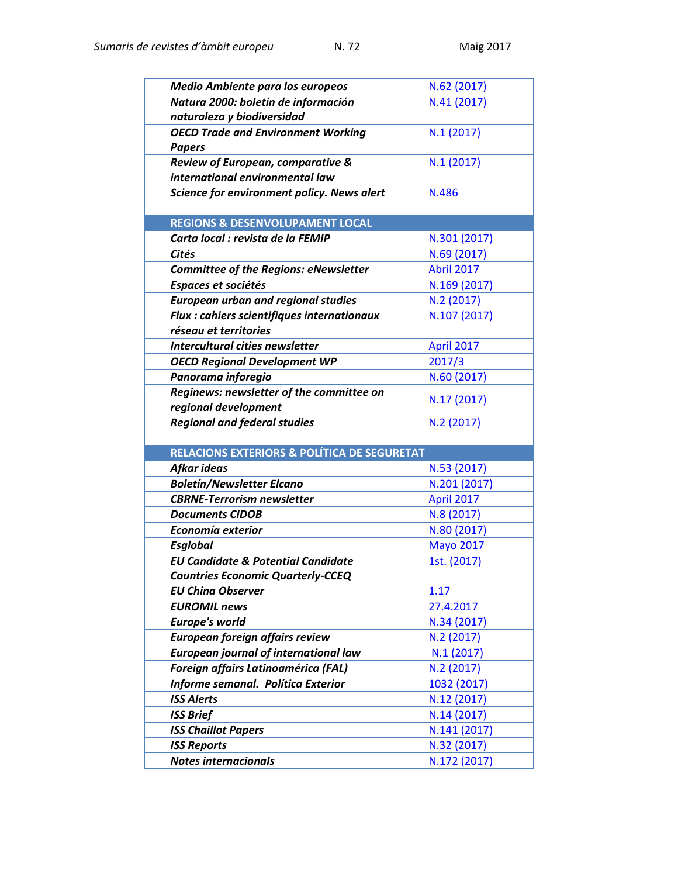| | |
|---|---|
| ***Medio Ambiente para los europeos*** | N.62 (2017) |
| ***Natura 2000: boletín de información naturaleza y biodiversidad*** | N.41 (2017) |
| ***OECD Trade and Environment Working Papers*** | N.1 (2017) |
| ***Review of European, comparative & international environmental law*** | N.1 (2017) |
| ***Science for environment policy. News alert*** | N.486 |
| **REGIONS & DESENVOLUPAMENT LOCAL** | |
| ***Carta local : revista de la FEMIP*** | N.301 (2017) |
| ***Cités*** | N.69 (2017) |
| ***Committee of the Regions: eNewsletter*** | Abril 2017 |
| ***Espaces et sociétés*** | N.169 (2017) |
| ***European urban and regional studies*** | N.2 (2017) |
| ***Flux : cahiers scientifiques internationaux réseau et territoires*** | N.107 (2017) |
| ***Intercultural cities newsletter*** | April 2017 |
| ***OECD Regional Development WP*** | 2017/3 |
| ***Panorama inforegio*** | N.60 (2017) |
| ***Reginews: newsletter of the committee on regional development*** | N.17 (2017) |
| ***Regional and federal studies*** | N.2 (2017) |
| **RELACIONS EXTERIORS & POLÍTICA DE SEGURETAT** | |
| ***Afkar ideas*** | N.53 (2017) |
| ***Boletín/Newsletter Elcano*** | N.201 (2017) |
| ***CBRNE-Terrorism newsletter*** | April 2017 |
| ***Documents CIDOB*** | N.8 (2017) |
| ***Economía exterior*** | N.80 (2017) |
| ***Esglobal*** | Mayo 2017 |
| ***EU Candidate & Potential Candidate Countries Economic Quarterly-CCEQ*** | 1st. (2017) |
| ***EU China Observer*** | 1.17 |
| ***EUROMIL news*** | 27.4.2017 |
| ***Europe's world*** | N.34 (2017) |
| ***European foreign affairs review*** | N.2 (2017) |
| ***European journal of international law*** | N.1 (2017) |
| ***Foreign affairs Latinoamérica (FAL)*** | N.2 (2017) |
| ***Informe semanal. Política Exterior*** | 1032 (2017) |
| ***ISS Alerts*** | N.12 (2017) |
| ***ISS Brief*** | N.14 (2017) |
| ***ISS Chaillot Papers*** | N.141 (2017) |
| ***ISS Reports*** | N.32 (2017) |
| ***Notes internacionals*** | N.172 (2017) |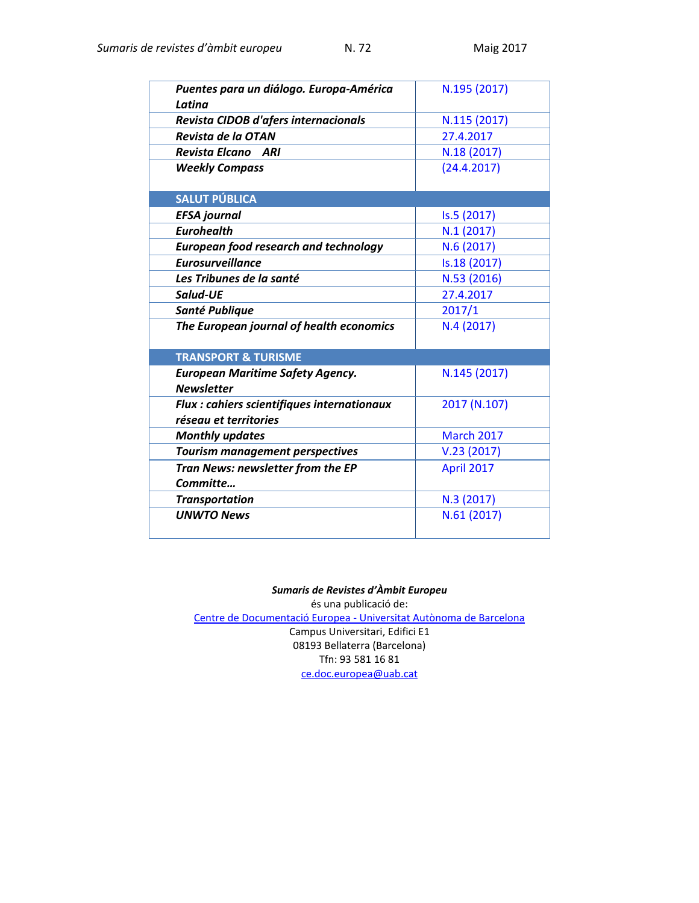| | |
|---|---|
| ***Puentes para un diálogo. Europa-América Latina*** | N.195 (2017) |
| ***Revista CIDOB d'afers internacionals*** | N.115 (2017) |
| ***Revista de la OTAN*** | 27.4.2017 |
| ***Revista Elcano ARI*** | N.18 (2017) |
| ***Weekly Compass*** | (24.4.2017) |
| **SALUT PÚBLICA** | |
| ***EFSA journal*** | Is.5 (2017) |
| ***Eurohealth*** | N.1 (2017) |
| ***European food research and technology*** | N.6 (2017) |
| ***Eurosurveillance*** | Is.18 (2017) |
| ***Les Tribunes de la santé*** | N.53 (2016) |
| ***Salud-UE*** | 27.4.2017 |
| ***Santé Publique*** | 2017/1 |
| ***The European journal of health economics*** | N.4 (2017) |
| **TRANSPORT & TURISME** | |
| ***European Maritime Safety Agency. Newsletter*** | N.145 (2017) |
| ***Flux : cahiers scientifiques internationaux réseau et territories*** | 2017 (N.107) |
| ***Monthly updates*** | March 2017 |
| ***Tourism management perspectives*** | V.23 (2017) |
| ***Tran News: newsletter from the EP Committe…*** | April 2017 |
| ***Transportation*** | N.3 (2017) |
| ***UNWTO News*** | N.61 (2017) |

***Sumaris de Revistes d'Àmbit Europeu***
és una publicació de:
[Centre de Documentació Europea - Universitat Autònoma de Barcelona]
Campus Universitari, Edifici E1
08193 Bellaterra (Barcelona)
Tfn: 93 581 16 81
ce.doc.europea@uab.cat